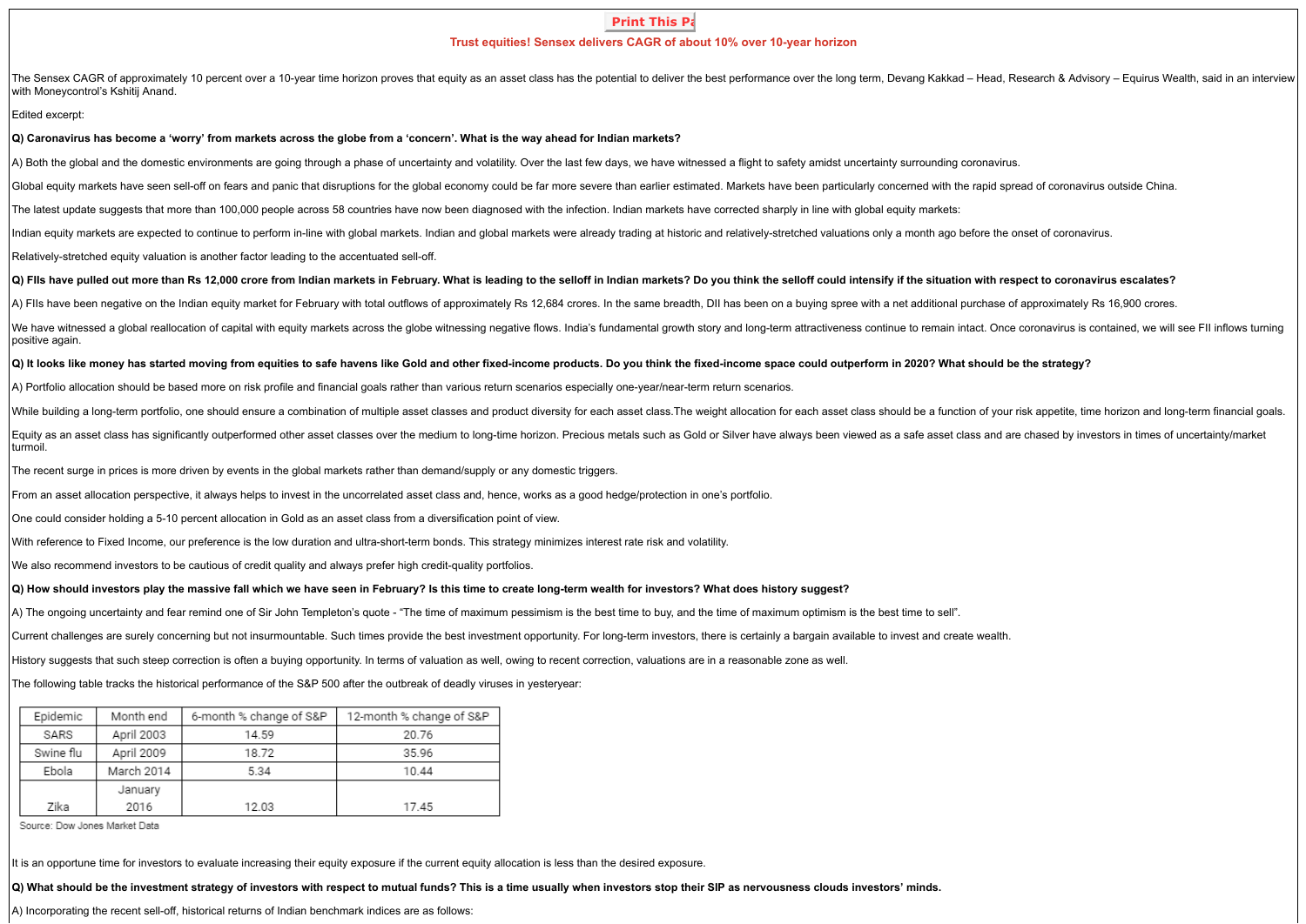## Trust equities! Sensex delivers CAGR of about 10% over 10-year horizon

The Sensex CAGR of approximately 10 percent over a 10-year time horizon proves that equity as an asset class has the potential to deliver the best performance over the long term, Devang Kakkad – Head, Research & Advisory – Equirus Wealth, said in an interview with Moneycontrol's Kshitij Anand.

Edited excerpt:

**Q) Caronavirus has become a 'worry' from markets across the globe from a 'concern'. What is the way ahead for Indian markets?**

A) Both the global and the domestic environments are going through a phase of uncertainty and volatility. Over the last few days, we have witnessed a flight to safety amidst uncertainty surrounding coronavirus.

Global equity markets have seen sell-off on fears and panic that disruptions for the global economy could be far more severe than earlier estimated. Markets have been particularly concerned with the rapid spread of coronavirus outside China.

The latest update suggests that more than 100,000 people across 58 countries have now been diagnosed with the infection. Indian markets have corrected sharply in line with global equity markets:

Indian equity markets are expected to continue to perform in-line with global markets. Indian and global markets were already trading at historic and relatively-stretched valuations only a month ago before the onset of coronavirus.

Relatively-stretched equity valuation is another factor leading to the accentuated sell-off.

**Q) FIIs have pulled out more than Rs 12,000 crore from Indian markets in February. What is leading to the selloff in Indian markets? Do you think the selloff could intensify if the situation with respect to coronavirus escalates?**

A) FIIs have been negative on the Indian equity market for February with total outflows of approximately Rs 12,684 crores. In the same breadth, DII has been on a buying spree with a net additional purchase of approximately Rs 16,900 crores.

We have witnessed a global reallocation of capital with equity markets across the globe witnessing negative flows. India's fundamental growth story and long-term attractiveness continue to remain intact. Once coronavirus is contained, we will see FII inflows turning positive again.

**Q) It looks like money has started moving from equities to safe havens like Gold and other fixed-income products. Do you think the fixed-income space could outperform in 2020? What should be the strategy?**

A) Portfolio allocation should be based more on risk profile and financial goals rather than various return scenarios especially one-year/near-term return scenarios.

While building a long-term portfolio, one should ensure a combination of multiple asset classes and product diversity for each asset class.The weight allocation for each asset class should be a function of your risk appetite, time horizon and long-term financial goals.

Equity as an asset class has significantly outperformed other asset classes over the medium to long-time horizon. Precious metals such as Gold or Silver have always been viewed as a safe asset class and are chased by investors in times of uncertainty/market turmoil.

The recent surge in prices is more driven by events in the global markets rather than demand/supply or any domestic triggers.

From an asset allocation perspective, it always helps to invest in the uncorrelated asset class and, hence, works as a good hedge/protection in one's portfolio.

One could consider holding a 5-10 percent allocation in Gold as an asset class from a diversification point of view.

With reference to Fixed Income, our preference is the low duration and ultra-short-term bonds. This strategy minimizes interest rate risk and volatility.

We also recommend investors to be cautious of credit quality and always prefer high credit-quality portfolios.

**Q) How should investors play the massive fall which we have seen in February? Is this time to create long-term wealth for investors? What does history suggest?**

A) The ongoing uncertainty and fear remind one of Sir John Templeton's quote - "The time of maximum pessimism is the best time to buy, and the time of maximum optimism is the best time to sell".

Current challenges are surely concerning but not insurmountable. Such times provide the best investment opportunity. For long-term investors, there is certainly a bargain available to invest and create wealth.

History suggests that such steep correction is often a buying opportunity. In terms of valuation as well, owing to recent correction, valuations are in a reasonable zone as well.

The following table tracks the historical performance of the S&P 500 after the outbreak of deadly viruses in yesteryear:

| Epidemic | Month end | 6-month % change of S&P | 12-month % change of S&P |
|---|---|---|---|
| SARS | April 2003 | 14.59 | 20.76 |
| Swine flu | April 2009 | 18.72 | 35.96 |
| Ebola | March 2014 | 5.34 | 10.44 |
| Zika | January 2016 | 12.03 | 17.45 |

Source: Dow Jones Market Data

It is an opportune time for investors to evaluate increasing their equity exposure if the current equity allocation is less than the desired exposure.

**Q) What should be the investment strategy of investors with respect to mutual funds? This is a time usually when investors stop their SIP as nervousness clouds investors' minds.**

A) Incorporating the recent sell-off, historical returns of Indian benchmark indices are as follows: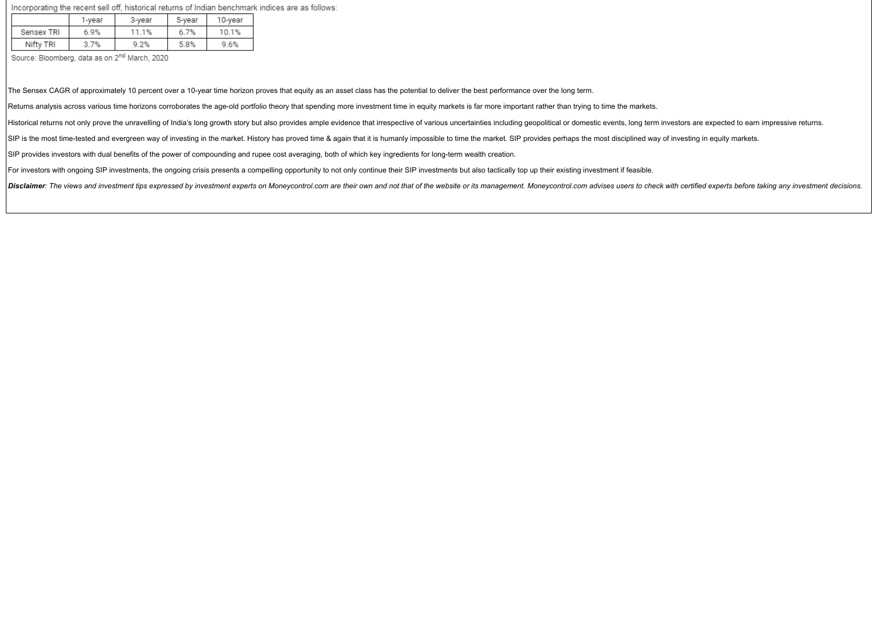Incorporating the recent sell off, historical returns of Indian benchmark indices are as follows:

| | 1-year | 3-year | 5-year | 10-year |
|---|---|---|---|---|
| Sensex TRI | 6.9% | 11.1% | 6.7% | 10.1% |
| Nifty TRI | 3.7% | 9.2% | 5.8% | 9.6% |

Source: Bloomberg, data as on 2nd March, 2020

The Sensex CAGR of approximately 10 percent over a 10-year time horizon proves that equity as an asset class has the potential to deliver the best performance over the long term.

Returns analysis across various time horizons corroborates the age-old portfolio theory that spending more investment time in equity markets is far more important rather than trying to time the markets.

Historical returns not only prove the unravelling of India's long growth story but also provides ample evidence that irrespective of various uncertainties including geopolitical or domestic events, long term investors are expected to earn impressive returns.

SIP is the most time-tested and evergreen way of investing in the market. History has proved time & again that it is humanly impossible to time the market. SIP provides perhaps the most disciplined way of investing in equity markets.

SIP provides investors with dual benefits of the power of compounding and rupee cost averaging, both of which key ingredients for long-term wealth creation.

For investors with ongoing SIP investments, the ongoing crisis presents a compelling opportunity to not only continue their SIP investments but also tactically top up their existing investment if feasible.

***Disclaimer**: The views and investment tips expressed by investment experts on Moneycontrol.com are their own and not that of the website or its management. Moneycontrol.com advises users to check with certified experts before taking any investment decisions.*